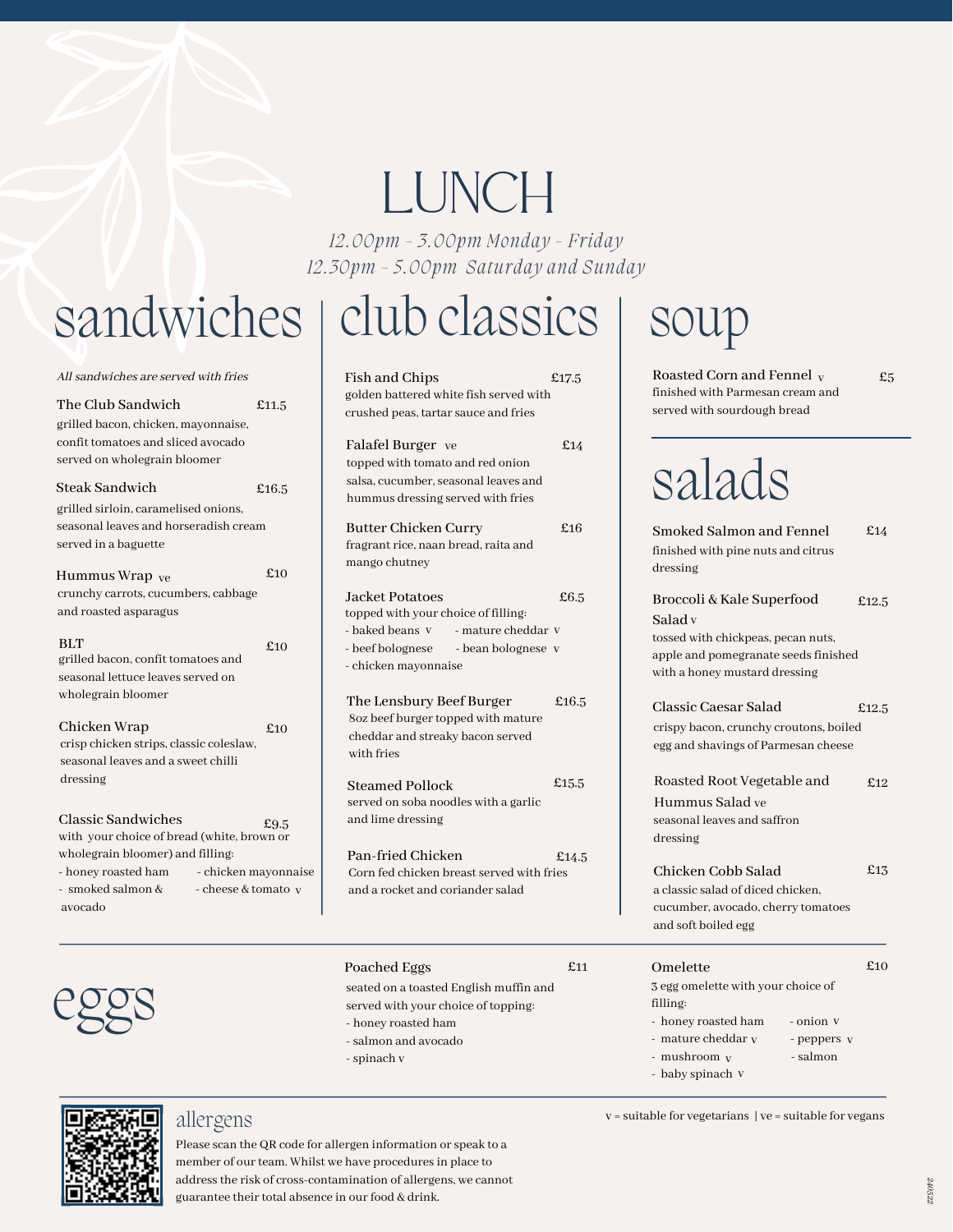# LUNCH

*12.00pm - 3.00pm Monday - Friday*
*12.30pm - 5.00pm Saturday and Sunday*

## sandwiches

*All sandwiches are served with fries*

**The Club Sandwich** £11.5
grilled bacon, chicken, mayonnaise, confit tomatoes and sliced avocado served on wholegrain bloomer

**Steak Sandwich** £16.5
grilled sirloin, caramelised onions, seasonal leaves and horseradish cream served in a baguette

**Hummus Wrap** ve £10
crunchy carrots, cucumbers, cabbage and roasted asparagus

**BLT** £10
grilled bacon, confit tomatoes and seasonal lettuce leaves served on wholegrain bloomer

**Chicken Wrap** £10
crisp chicken strips, classic coleslaw, seasonal leaves and a sweet chilli dressing

**Classic Sandwiches** £9.5
with your choice of bread (white, brown or wholegrain bloomer) and filling:
- honey roasted ham
- chicken mayonnaise
- smoked salmon & avocado
- cheese & tomato v

## club classics

**Fish and Chips** £17.5
golden battered white fish served with crushed peas, tartar sauce and fries

**Falafel Burger** ve £14
topped with tomato and red onion salsa, cucumber, seasonal leaves and hummus dressing served with fries

**Butter Chicken Curry** £16
fragrant rice, naan bread, raita and mango chutney

**Jacket Potatoes** £6.5
topped with your choice of filling:
- baked beans v
- mature cheddar v
- beef bolognese
- bean bolognese v
- chicken mayonnaise

**The Lensbury Beef Burger** £16.5
8oz beef burger topped with mature cheddar and streaky bacon served with fries

**Steamed Pollock** £15.5
served on soba noodles with a garlic and lime dressing

**Pan-fried Chicken** £14.5
Corn fed chicken breast served with fries and a rocket and coriander salad

## soup

**Roasted Corn and Fennel** v £5
finished with Parmesan cream and served with sourdough bread

## salads

**Smoked Salmon and Fennel** £14
finished with pine nuts and citrus dressing

**Broccoli & Kale Superfood Salad** v £12.5
tossed with chickpeas, pecan nuts, apple and pomegranate seeds finished with a honey mustard dressing

**Classic Caesar Salad** £12.5
crispy bacon, crunchy croutons, boiled egg and shavings of Parmesan cheese

**Roasted Root Vegetable and Hummus Salad** ve £12
seasonal leaves and saffron dressing

**Chicken Cobb Salad** £13
a classic salad of diced chicken, cucumber, avocado, cherry tomatoes and soft boiled egg

## eggs

**Poached Eggs** £11
seated on a toasted English muffin and served with your choice of topping:
- honey roasted ham
- salmon and avocado
- spinach v

**Omelette** £10
3 egg omelette with your choice of filling:
- honey roasted ham
- mature cheddar v
- mushroom v
- baby spinach v
- onion v
- peppers v
- salmon

## allergens

Please scan the QR code for allergen information or speak to a member of our team. Whilst we have procedures in place to address the risk of cross-contamination of allergens, we cannot guarantee their total absence in our food & drink.

v = suitable for vegetarians | ve = suitable for vegans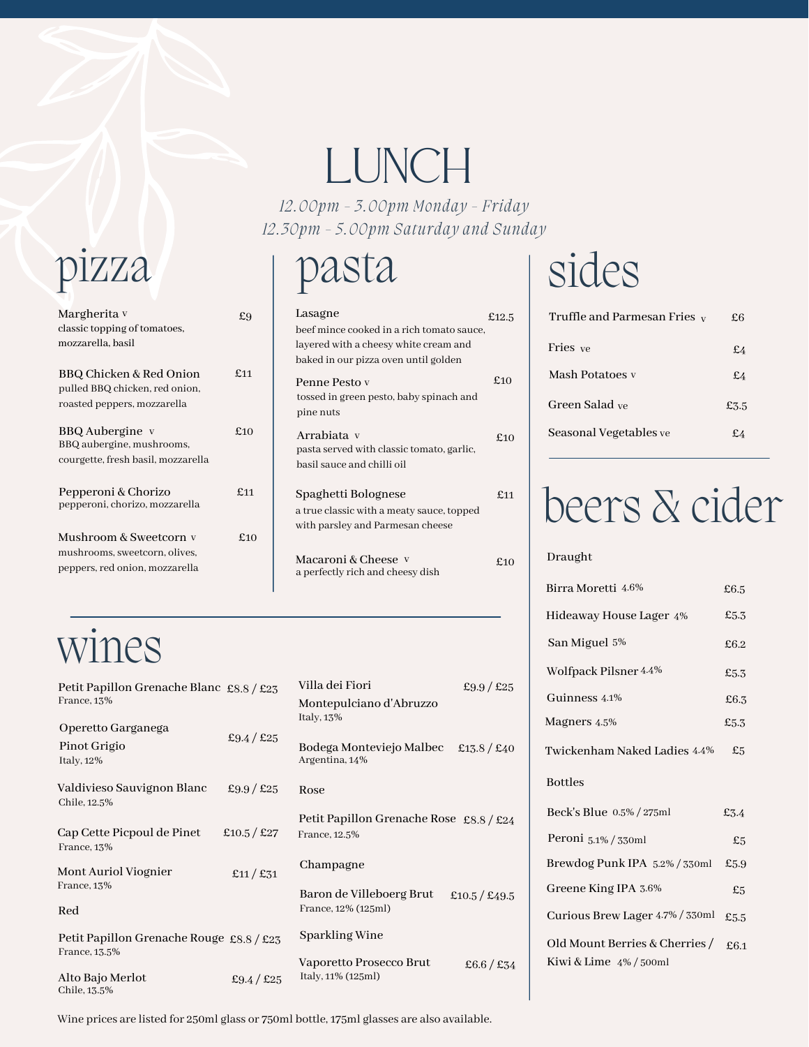# LUNCH

*12.00pm - 3.00pm Monday - Friday*
*12.30pm - 5.00pm Saturday and Sunday*

## pizza

| Item | Price |
|---|---|
| Margherita v<br>classic topping of tomatoes, mozzarella, basil | £9 |
| BBQ Chicken & Red Onion<br>pulled BBQ chicken, red onion, roasted peppers, mozzarella | £11 |
| BBQ Aubergine v<br>BBQ aubergine, mushrooms, courgette, fresh basil, mozzarella | £10 |
| Pepperoni & Chorizo<br>pepperoni, chorizo, mozzarella | £11 |
| Mushroom & Sweetcorn v<br>mushrooms, sweetcorn, olives, peppers, red onion, mozzarella | £10 |

## pasta

| Item | Price |
|---|---|
| Lasagne<br>beef mince cooked in a rich tomato sauce, layered with a cheesy white cream and baked in our pizza oven until golden | £12.5 |
| Penne Pesto v<br>tossed in green pesto, baby spinach and pine nuts | £10 |
| Arrabiata v<br>pasta served with classic tomato, garlic, basil sauce and chilli oil | £10 |
| Spaghetti Bolognese<br>a true classic with a meaty sauce, topped with parsley and Parmesan cheese | £11 |
| Macaroni & Cheese v<br>a perfectly rich and cheesy dish | £10 |

## sides

| Item | Price |
|---|---|
| Truffle and Parmesan Fries v | £6 |
| Fries ve | £4 |
| Mash Potatoes v | £4 |
| Green Salad ve | £3.5 |
| Seasonal Vegetables ve | £4 |

## wines

| Wine | Price |
|---|---|
| Petit Papillon Grenache Blanc<br>France, 13% | £8.8 / £23 |
| Operetto Garganega Pinot Grigio<br>Italy, 12% | £9.4 / £25 |
| Valdivieso Sauvignon Blanc<br>Chile, 12.5% | £9.9 / £25 |
| Cap Cette Picpoul de Pinet<br>France, 13% | £10.5 / £27 |
| Mont Auriol Viognier<br>France, 13% | £11 / £31 |
| **Red** | |
| Petit Papillon Grenache Rouge<br>France, 13.5% | £8.8 / £23 |
| Alto Bajo Merlot<br>Chile, 13.5% | £9.4 / £25 |
| Villa dei Fiori Montepulciano d'Abruzzo<br>Italy, 13% | £9.9 / £25 |
| Bodega Monteviejo Malbec<br>Argentina, 14% | £13.8 / £40 |
| **Rose** | |
| Petit Papillon Grenache Rose<br>France, 12.5% | £8.8 / £24 |
| **Champagne** | |
| Baron de Villeboerg Brut<br>France, 12% (125ml) | £10.5 / £49.5 |
| **Sparkling Wine** | |
| Vaporetto Prosecco Brut<br>Italy, 11% (125ml) | £6.6 / £34 |

Wine prices are listed for 250ml glass or 750ml bottle, 175ml glasses are also available.

## beers & cider

| Drink | Price |
|---|---|
| **Draught** | |
| Birra Moretti 4.6% | £6.5 |
| Hideaway House Lager 4% | £5.3 |
| San Miguel 5% | £6.2 |
| Wolfpack Pilsner 4.4% | £5.3 |
| Guinness 4.1% | £6.3 |
| Magners 4.5% | £5.3 |
| Twickenham Naked Ladies 4.4% | £5 |
| **Bottles** | |
| Beck's Blue 0.5% / 275ml | £3.4 |
| Peroni 5.1% / 330ml | £5 |
| Brewdog Punk IPA 5.2% / 330ml | £5.9 |
| Greene King IPA 3.6% | £5 |
| Curious Brew Lager 4.7% / 330ml | £5.5 |
| Old Mount Berries & Cherries / Kiwi & Lime 4% / 500ml | £6.1 |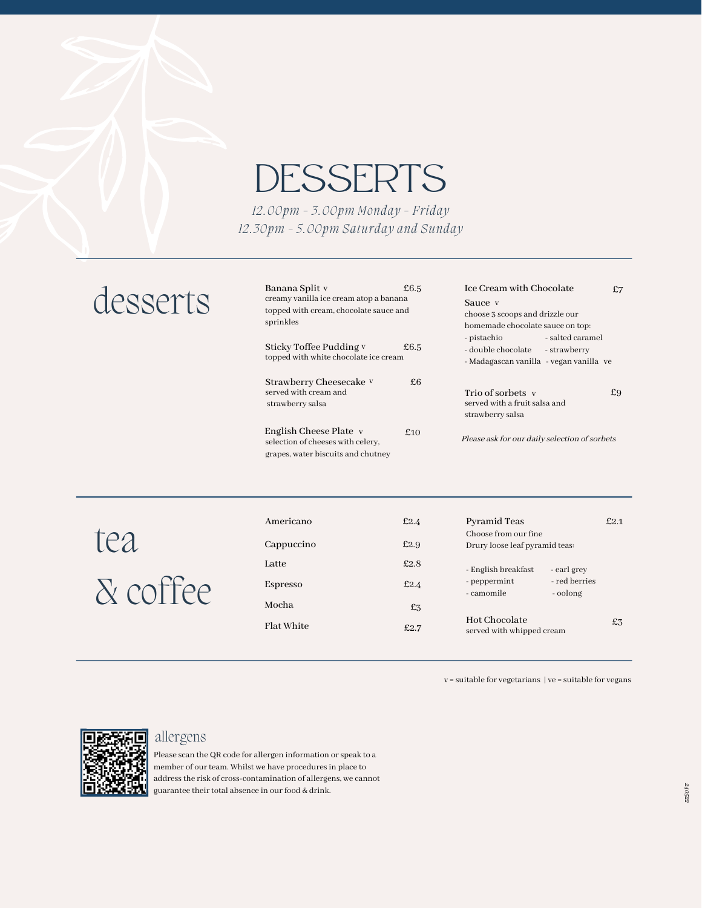# DESSERTS

*12.00pm - 3.00pm Monday - Friday*
*12.30pm - 5.00pm Saturday and Sunday*

## desserts

**Banana Split** v — £6.5
creamy vanilla ice cream atop a banana topped with cream, chocolate sauce and sprinkles

**Sticky Toffee Pudding** v — £6.5
topped with white chocolate ice cream

**Strawberry Cheesecake** v — £6
served with cream and strawberry salsa

**English Cheese Plate** v — £10
selection of cheeses with celery, grapes, water biscuits and chutney

**Ice Cream with Chocolate Sauce** v — £7
choose 3 scoops and drizzle our homemade chocolate sauce on top:

- pistachio
- salted caramel
- double chocolate
- strawberry
- Madagascan vanilla
- vegan vanilla ve

**Trio of sorbets** v — £9
served with a fruit salsa and strawberry salsa

*Please ask for our daily selection of sorbets*

## tea & coffee

| | |
|---|---|
| Americano | £2.4 |
| Cappuccino | £2.9 |
| Latte | £2.8 |
| Espresso | £2.4 |
| Mocha | £3 |
| Flat White | £2.7 |

**Pyramid Teas** — £2.1
Choose from our fine Drury loose leaf pyramid teas:

- English breakfast
- earl grey
- peppermint
- red berries
- camomile
- oolong

**Hot Chocolate** — £3
served with whipped cream

v = suitable for vegetarians | ve = suitable for vegans

### allergens

Please scan the QR code for allergen information or speak to a member of our team. Whilst we have procedures in place to address the risk of cross-contamination of allergens, we cannot guarantee their total absence in our food & drink.

240522